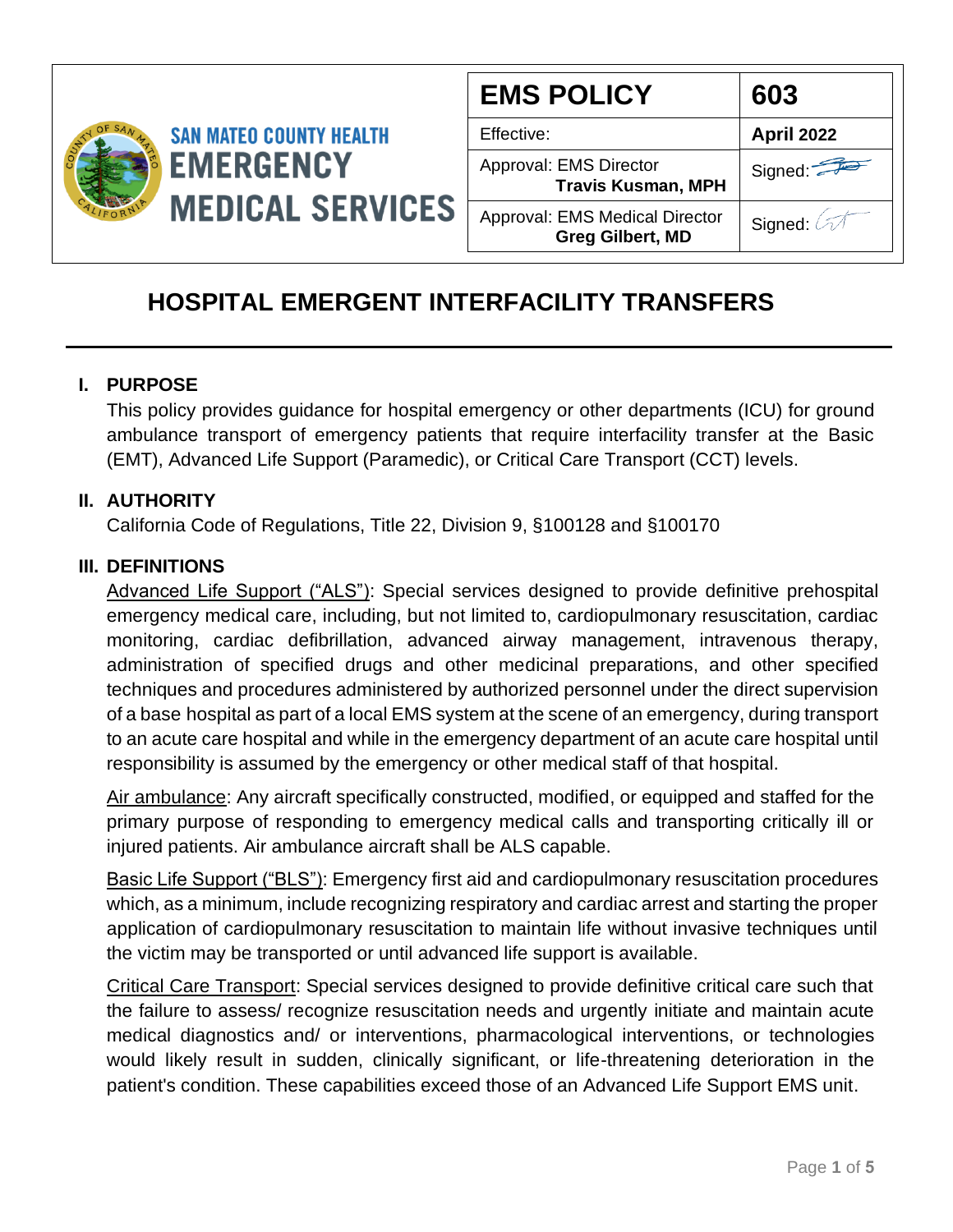SAN MATEO COUNTY HEALTH
EMERGENCY MEDICAL SERVICES

| EMS POLICY | 603 |
|---|---|
| Effective: | April 2022 |
| Approval: EMS Director **Travis Kusman, MPH** | Signed: |
| Approval: EMS Medical Director **Greg Gilbert, MD** | Signed: |

# HOSPITAL EMERGENT INTERFACILITY TRANSFERS

## I. PURPOSE

This policy provides guidance for hospital emergency or other departments (ICU) for ground ambulance transport of emergency patients that require interfacility transfer at the Basic (EMT), Advanced Life Support (Paramedic), or Critical Care Transport (CCT) levels.

## II. AUTHORITY

California Code of Regulations, Title 22, Division 9, §100128 and §100170

## III. DEFINITIONS

Advanced Life Support ("ALS"): Special services designed to provide definitive prehospital emergency medical care, including, but not limited to, cardiopulmonary resuscitation, cardiac monitoring, cardiac defibrillation, advanced airway management, intravenous therapy, administration of specified drugs and other medicinal preparations, and other specified techniques and procedures administered by authorized personnel under the direct supervision of a base hospital as part of a local EMS system at the scene of an emergency, during transport to an acute care hospital and while in the emergency department of an acute care hospital until responsibility is assumed by the emergency or other medical staff of that hospital.

Air ambulance: Any aircraft specifically constructed, modified, or equipped and staffed for the primary purpose of responding to emergency medical calls and transporting critically ill or injured patients. Air ambulance aircraft shall be ALS capable.

Basic Life Support ("BLS"): Emergency first aid and cardiopulmonary resuscitation procedures which, as a minimum, include recognizing respiratory and cardiac arrest and starting the proper application of cardiopulmonary resuscitation to maintain life without invasive techniques until the victim may be transported or until advanced life support is available.

Critical Care Transport: Special services designed to provide definitive critical care such that the failure to assess/ recognize resuscitation needs and urgently initiate and maintain acute medical diagnostics and/ or interventions, pharmacological interventions, or technologies would likely result in sudden, clinically significant, or life-threatening deterioration in the patient's condition. These capabilities exceed those of an Advanced Life Support EMS unit.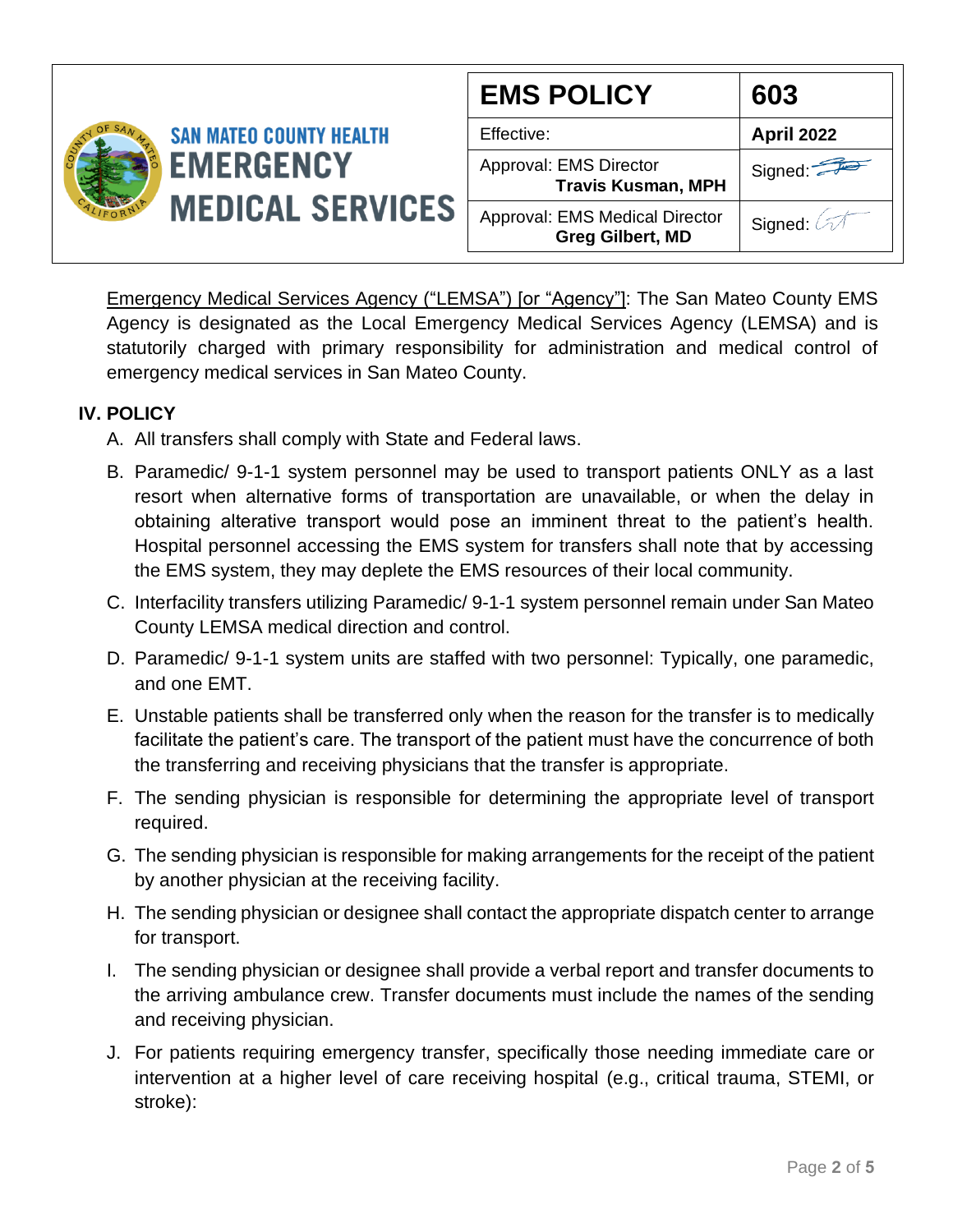| EMS POLICY | 603 |
|---|---|
| Effective: | **April 2022** |
| Approval: EMS Director **Travis Kusman, MPH** | Signed: |
| Approval: EMS Medical Director **Greg Gilbert, MD** | Signed: |

Emergency Medical Services Agency ("LEMSA") [or "Agency"]: The San Mateo County EMS Agency is designated as the Local Emergency Medical Services Agency (LEMSA) and is statutorily charged with primary responsibility for administration and medical control of emergency medical services in San Mateo County.

## IV. POLICY

A. All transfers shall comply with State and Federal laws.

B. Paramedic/ 9-1-1 system personnel may be used to transport patients ONLY as a last resort when alternative forms of transportation are unavailable, or when the delay in obtaining alterative transport would pose an imminent threat to the patient's health. Hospital personnel accessing the EMS system for transfers shall note that by accessing the EMS system, they may deplete the EMS resources of their local community.

C. Interfacility transfers utilizing Paramedic/ 9-1-1 system personnel remain under San Mateo County LEMSA medical direction and control.

D. Paramedic/ 9-1-1 system units are staffed with two personnel: Typically, one paramedic, and one EMT.

E. Unstable patients shall be transferred only when the reason for the transfer is to medically facilitate the patient's care. The transport of the patient must have the concurrence of both the transferring and receiving physicians that the transfer is appropriate.

F. The sending physician is responsible for determining the appropriate level of transport required.

G. The sending physician is responsible for making arrangements for the receipt of the patient by another physician at the receiving facility.

H. The sending physician or designee shall contact the appropriate dispatch center to arrange for transport.

I. The sending physician or designee shall provide a verbal report and transfer documents to the arriving ambulance crew. Transfer documents must include the names of the sending and receiving physician.

J. For patients requiring emergency transfer, specifically those needing immediate care or intervention at a higher level of care receiving hospital (e.g., critical trauma, STEMI, or stroke):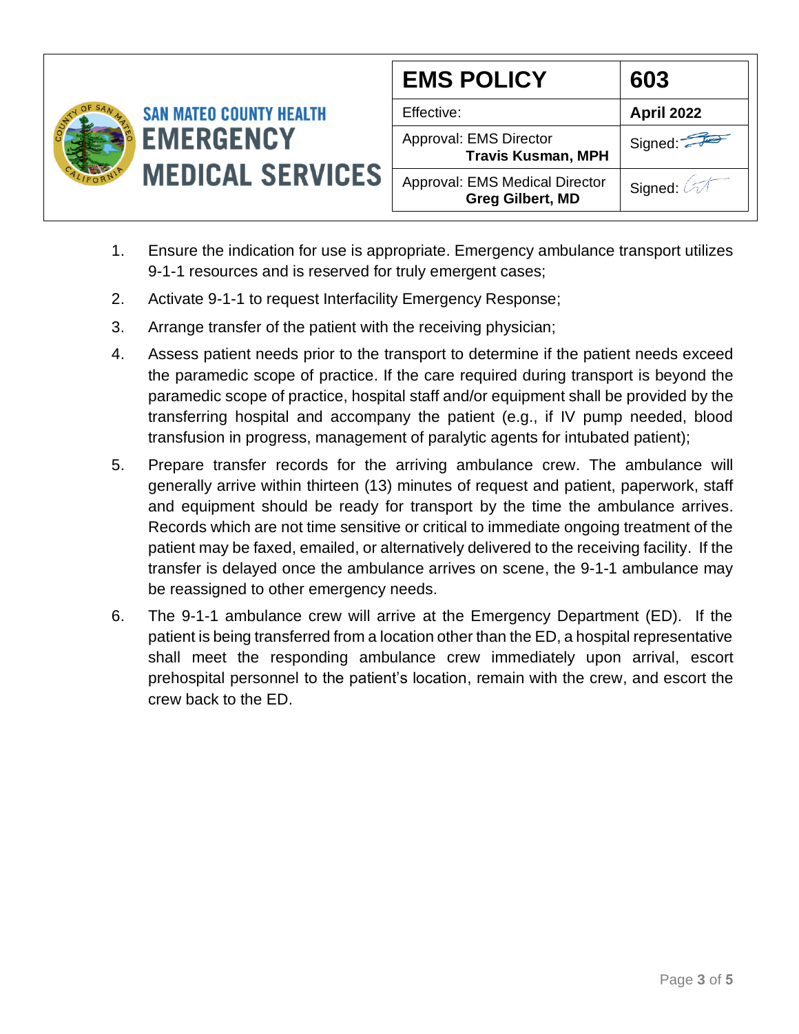1. Ensure the indication for use is appropriate. Emergency ambulance transport utilizes 9-1-1 resources and is reserved for truly emergent cases;
2. Activate 9-1-1 to request Interfacility Emergency Response;
3. Arrange transfer of the patient with the receiving physician;
4. Assess patient needs prior to the transport to determine if the patient needs exceed the paramedic scope of practice. If the care required during transport is beyond the paramedic scope of practice, hospital staff and/or equipment shall be provided by the transferring hospital and accompany the patient (e.g., if IV pump needed, blood transfusion in progress, management of paralytic agents for intubated patient);
5. Prepare transfer records for the arriving ambulance crew. The ambulance will generally arrive within thirteen (13) minutes of request and patient, paperwork, staff and equipment should be ready for transport by the time the ambulance arrives. Records which are not time sensitive or critical to immediate ongoing treatment of the patient may be faxed, emailed, or alternatively delivered to the receiving facility. If the transfer is delayed once the ambulance arrives on scene, the 9-1-1 ambulance may be reassigned to other emergency needs.
6. The 9-1-1 ambulance crew will arrive at the Emergency Department (ED). If the patient is being transferred from a location other than the ED, a hospital representative shall meet the responding ambulance crew immediately upon arrival, escort prehospital personnel to the patient's location, remain with the crew, and escort the crew back to the ED.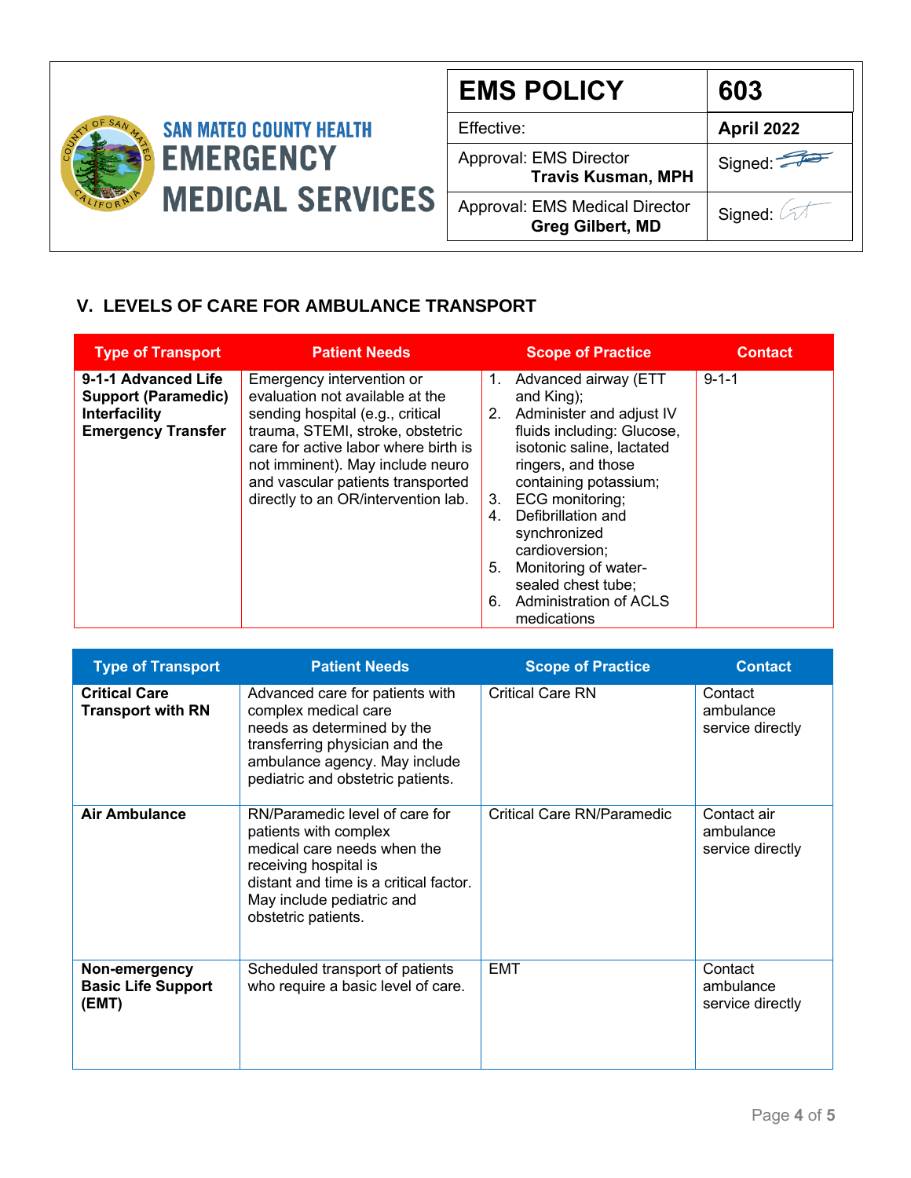| SAN MATEO COUNTY HEALTH EMERGENCY MEDICAL SERVICES | EMS POLICY | 603 |
|---|---|---|
| | Effective: | **April 2022** |
| | Approval: EMS Director **Travis Kusman, MPH** | Signed: |
| | Approval: EMS Medical Director **Greg Gilbert, MD** | Signed: |

## V. LEVELS OF CARE FOR AMBULANCE TRANSPORT

| Type of Transport | Patient Needs | Scope of Practice | Contact |
|---|---|---|---|
| **9-1-1 Advanced Life Support (Paramedic) Interfacility Emergency Transfer** | Emergency intervention or evaluation not available at the sending hospital (e.g., critical trauma, STEMI, stroke, obstetric care for active labor where birth is not imminent). May include neuro and vascular patients transported directly to an OR/intervention lab. | 1. Advanced airway (ETT and King);<br>2. Administer and adjust IV fluids including: Glucose, isotonic saline, lactated ringers, and those containing potassium;<br>3. ECG monitoring;<br>4. Defibrillation and synchronized cardioversion;<br>5. Monitoring of water-sealed chest tube;<br>6. Administration of ACLS medications | 9-1-1 |

| Type of Transport | Patient Needs | Scope of Practice | Contact |
|---|---|---|---|
| **Critical Care Transport with RN** | Advanced care for patients with complex medical care needs as determined by the transferring physician and the ambulance agency. May include pediatric and obstetric patients. | Critical Care RN | Contact ambulance service directly |
| **Air Ambulance** | RN/Paramedic level of care for patients with complex medical care needs when the receiving hospital is distant and time is a critical factor. May include pediatric and obstetric patients. | Critical Care RN/Paramedic | Contact air ambulance service directly |
| **Non-emergency Basic Life Support (EMT)** | Scheduled transport of patients who require a basic level of care. | EMT | Contact ambulance service directly |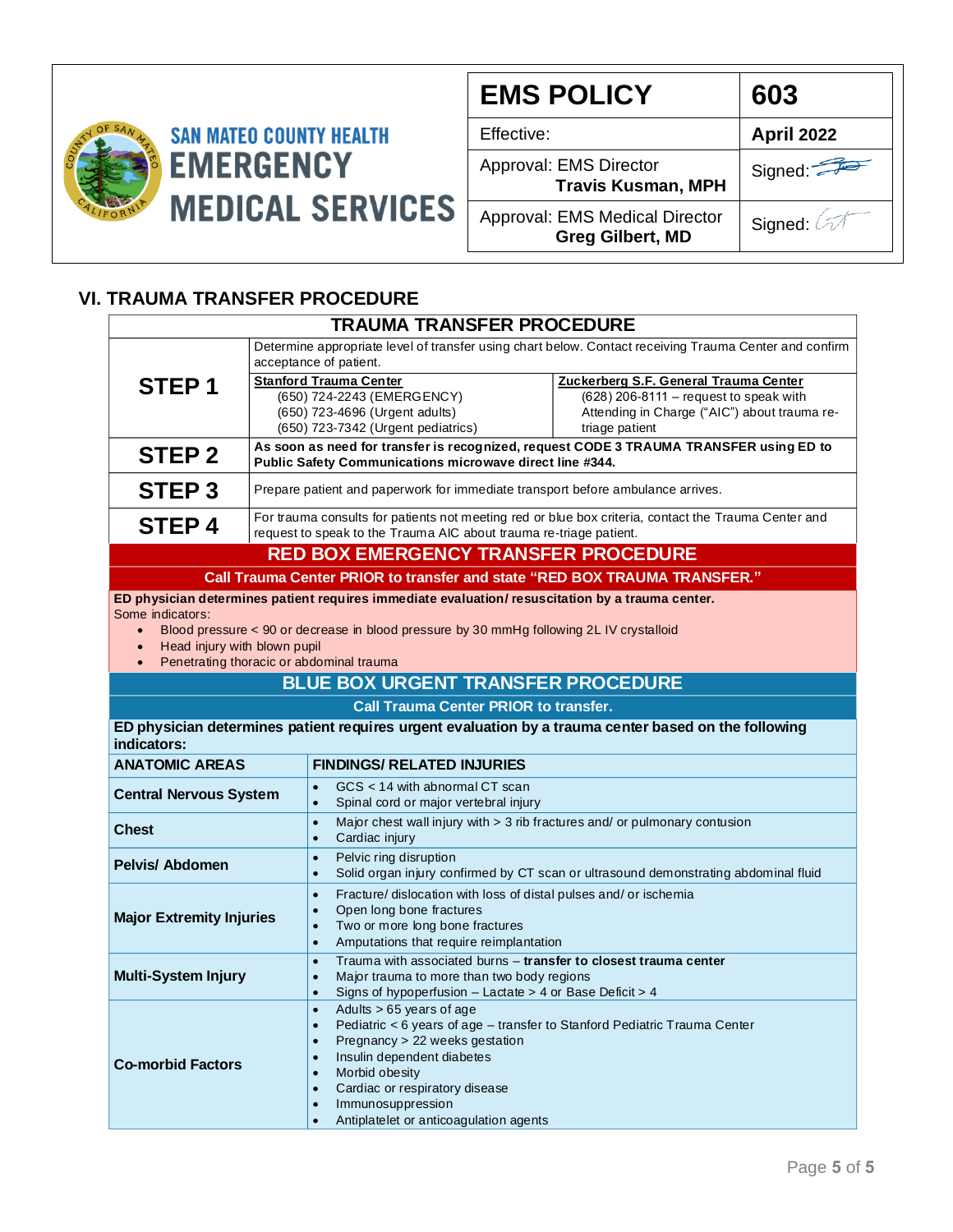| SAN MATEO COUNTY HEALTH EMERGENCY MEDICAL SERVICES | EMS POLICY | 603 |
|---|---|---|
| | Effective: | **April 2022** |
| | Approval: EMS Director **Travis Kusman, MPH** | Signed: |
| | Approval: EMS Medical Director **Greg Gilbert, MD** | Signed: |

## VI. TRAUMA TRANSFER PROCEDURE

| TRAUMA TRANSFER PROCEDURE | | |
|---|---|---|
| **STEP 1** | Determine appropriate level of transfer using chart below. Contact receiving Trauma Center and confirm acceptance of patient. | |
| | **Stanford Trauma Center** (650) 724-2243 (EMERGENCY) (650) 723-4696 (Urgent adults) (650) 723-7342 (Urgent pediatrics) | **Zuckerberg S.F. General Trauma Center** (628) 206-8111 – request to speak with Attending in Charge ("AIC") about trauma re-triage patient |
| **STEP 2** | **As soon as need for transfer is recognized, request CODE 3 TRAUMA TRANSFER using ED to Public Safety Communications microwave direct line #344.** | |
| **STEP 3** | Prepare patient and paperwork for immediate transport before ambulance arrives. | |
| **STEP 4** | For trauma consults for patients not meeting red or blue box criteria, contact the Trauma Center and request to speak to the Trauma AIC about trauma re-triage patient. | |

### RED BOX EMERGENCY TRANSFER PROCEDURE

**Call Trauma Center PRIOR to transfer and state "RED BOX TRAUMA TRANSFER."**

**ED physician determines patient requires immediate evaluation/ resuscitation by a trauma center.**
Some indicators:

- Blood pressure < 90 or decrease in blood pressure by 30 mmHg following 2L IV crystalloid
- Head injury with blown pupil
- Penetrating thoracic or abdominal trauma

### BLUE BOX URGENT TRANSFER PROCEDURE

**Call Trauma Center PRIOR to transfer.**

**ED physician determines patient requires urgent evaluation by a trauma center based on the following indicators:**

| ANATOMIC AREAS | FINDINGS/ RELATED INJURIES |
|---|---|
| **Central Nervous System** | • GCS < 14 with abnormal CT scan<br>• Spinal cord or major vertebral injury |
| **Chest** | • Major chest wall injury with > 3 rib fractures and/ or pulmonary contusion<br>• Cardiac injury |
| **Pelvis/ Abdomen** | • Pelvic ring disruption<br>• Solid organ injury confirmed by CT scan or ultrasound demonstrating abdominal fluid |
| **Major Extremity Injuries** | • Fracture/ dislocation with loss of distal pulses and/ or ischemia<br>• Open long bone fractures<br>• Two or more long bone fractures<br>• Amputations that require reimplantation |
| **Multi-System Injury** | • Trauma with associated burns – **transfer to closest trauma center**<br>• Major trauma to more than two body regions<br>• Signs of hypoperfusion – Lactate > 4 or Base Deficit > 4 |
| **Co-morbid Factors** | • Adults > 65 years of age<br>• Pediatric < 6 years of age – transfer to Stanford Pediatric Trauma Center<br>• Pregnancy > 22 weeks gestation<br>• Insulin dependent diabetes<br>• Morbid obesity<br>• Cardiac or respiratory disease<br>• Immunosuppression<br>• Antiplatelet or anticoagulation agents |